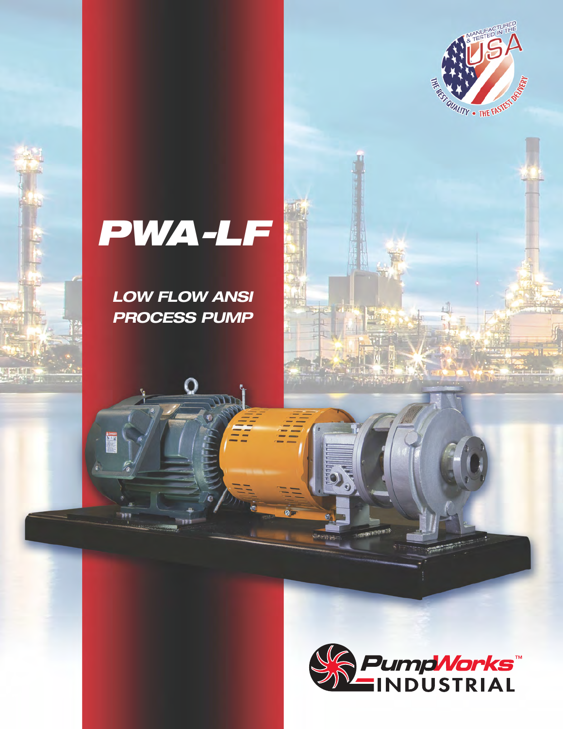# PWA-LF

## LOW FLOW ANSI PROCESS PUMP

MANUFACTURED & TESTED IN THE USA

THE BEST QUALITY • THE FASTEST DELIVERY

PumpWorks™ INDUSTRIAL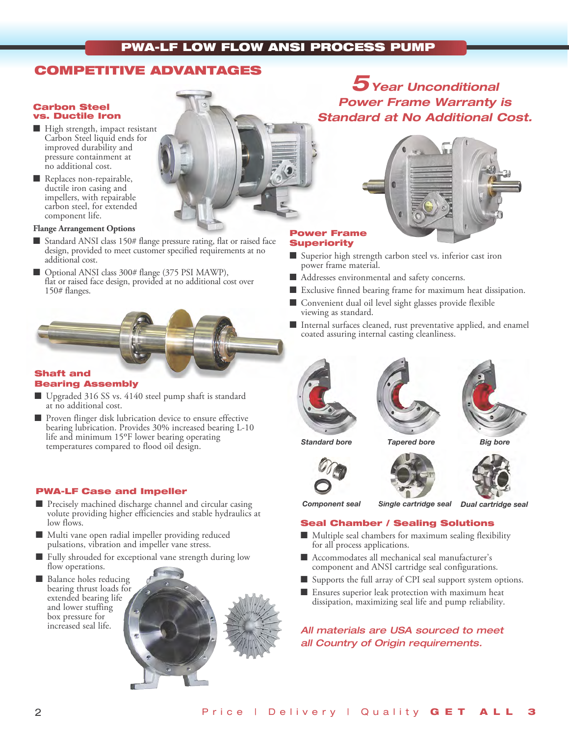# PWA-LF LOW FLOW ANSI PROCESS PUMP

## COMPETITIVE ADVANTAGES

### Carbon Steel vs. Ductile Iron

- High strength, impact resistant Carbon Steel liquid ends for improved durability and pressure containment at no additional cost.
- Replaces non-repairable, ductile iron casing and impellers, with repairable carbon steel, for extended component life.

**Flange Arrangement Options**

- Standard ANSI class 150# flange pressure rating, flat or raised face design, provided to meet customer specified requirements at no additional cost.
- Optional ANSI class 300# flange (375 PSI MAWP), flat or raised face design, provided at no additional cost over 150# flanges.

### Shaft and Bearing Assembly

- Upgraded 316 SS vs. 4140 steel pump shaft is standard at no additional cost.
- Proven flinger disk lubrication device to ensure effective bearing lubrication. Provides 30% increased bearing L-10 life and minimum 15°F lower bearing operating temperatures compared to flood oil design.

### PWA-LF Case and Impeller

- Precisely machined discharge channel and circular casing volute providing higher efficiencies and stable hydraulics at low flows.
- Multi vane open radial impeller providing reduced pulsations, vibration and impeller vane stress.
- Fully shrouded for exceptional vane strength during low flow operations.
- Balance holes reducing bearing thrust loads for extended bearing life and lower stuffing box pressure for increased seal life.

***5 Year Unconditional Power Frame Warranty is Standard at No Additional Cost.***

### Power Frame Superiority

- Superior high strength carbon steel vs. inferior cast iron power frame material.
- Addresses environmental and safety concerns.
- Exclusive finned bearing frame for maximum heat dissipation.
- Convenient dual oil level sight glasses provide flexible viewing as standard.
- Internal surfaces cleaned, rust preventative applied, and enamel coated assuring internal casting cleanliness.

*Standard bore* | *Tapered bore* | *Big bore*

*Component seal* | *Single cartridge seal* | *Dual cartridge seal*

### Seal Chamber / Sealing Solutions

- Multiple seal chambers for maximum sealing flexibility for all process applications.
- Accommodates all mechanical seal manufacturer's component and ANSI cartridge seal configurations.
- Supports the full array of CPI seal support system options.
- Ensures superior leak protection with maximum heat dissipation, maximizing seal life and pump reliability.

***All materials are USA sourced to meet all Country of Origin requirements.***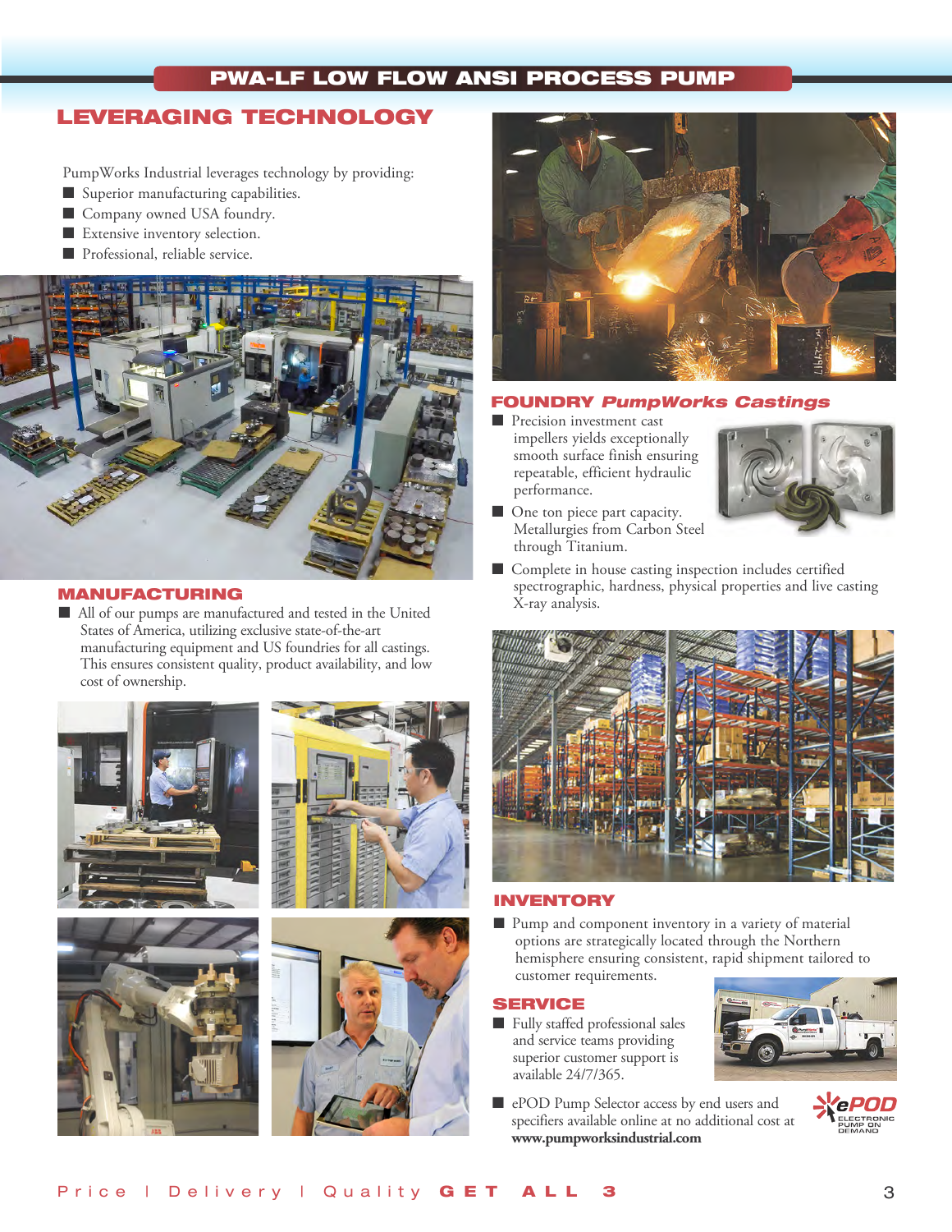## LEVERAGING TECHNOLOGY

PumpWorks Industrial leverages technology by providing:

- Superior manufacturing capabilities.
- Company owned USA foundry.
- Extensive inventory selection.
- Professional, reliable service.

### MANUFACTURING

- All of our pumps are manufactured and tested in the United States of America, utilizing exclusive state-of-the-art manufacturing equipment and US foundries for all castings. This ensures consistent quality, product availability, and low cost of ownership.

### FOUNDRY *PumpWorks Castings*

- Precision investment cast impellers yields exceptionally smooth surface finish ensuring repeatable, efficient hydraulic performance.
- One ton piece part capacity. Metallurgies from Carbon Steel through Titanium.
- Complete in house casting inspection includes certified spectrographic, hardness, physical properties and live casting X-ray analysis.

### INVENTORY

- Pump and component inventory in a variety of material options are strategically located through the Northern hemisphere ensuring consistent, rapid shipment tailored to customer requirements.

### SERVICE

- Fully staffed professional sales and service teams providing superior customer support is available 24/7/365.
- ePOD Pump Selector access by end users and specifiers available online at no additional cost at **www.pumpworksindustrial.com**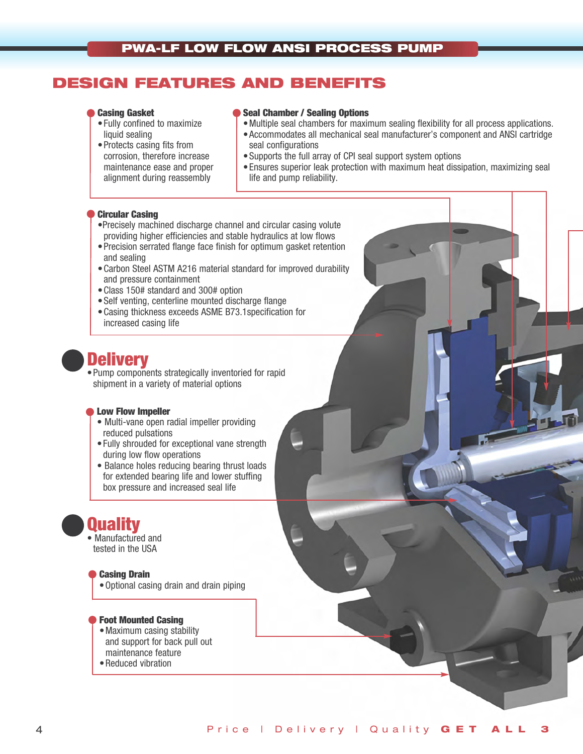PWA-LF LOW FLOW ANSI PROCESS PUMP

# DESIGN FEATURES AND BENEFITS

### Casing Gasket

- Fully confined to maximize liquid sealing
- Protects casing fits from corrosion, therefore increase maintenance ease and proper alignment during reassembly

### Seal Chamber / Sealing Options

- Multiple seal chambers for maximum sealing flexibility for all process applications.
- Accommodates all mechanical seal manufacturer's component and ANSI cartridge seal configurations
- Supports the full array of CPI seal support system options
- Ensures superior leak protection with maximum heat dissipation, maximizing seal life and pump reliability.

### Circular Casing

- Precisely machined discharge channel and circular casing volute providing higher efficiencies and stable hydraulics at low flows
- Precision serrated flange face finish for optimum gasket retention and sealing
- Carbon Steel ASTM A216 material standard for improved durability and pressure containment
- Class 150# standard and 300# option
- Self venting, centerline mounted discharge flange
- Casing thickness exceeds ASME B73.1specification for increased casing life

## Delivery

- Pump components strategically inventoried for rapid shipment in a variety of material options

### Low Flow Impeller

- Multi-vane open radial impeller providing reduced pulsations
- Fully shrouded for exceptional vane strength during low flow operations
- Balance holes reducing bearing thrust loads for extended bearing life and lower stuffing box pressure and increased seal life

## Quality

- Manufactured and tested in the USA

### Casing Drain

- Optional casing drain and drain piping

### Foot Mounted Casing

- Maximum casing stability and support for back pull out maintenance feature
- Reduced vibration

Price | Delivery | Quality **GET ALL 3**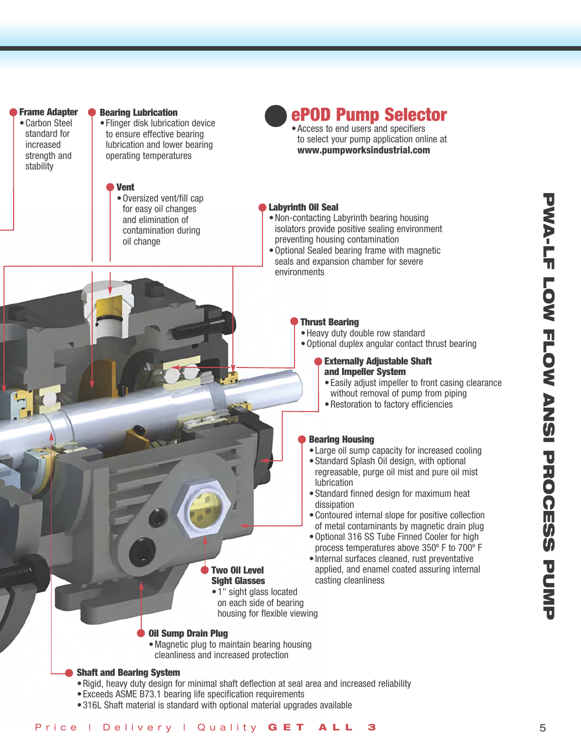# PWA-LF LOW FLOW ANSI PROCESS PUMP

### Frame Adapter
- Carbon Steel standard for increased strength and stability

### Bearing Lubrication
- Flinger disk lubrication device to ensure effective bearing lubrication and lower bearing operating temperatures

### ePOD Pump Selector
- Access to end users and specifiers to select your pump application online at **www.pumpworksindustrial.com**

### Vent
- Oversized vent/fill cap for easy oil changes and elimination of contamination during oil change

### Labyrinth Oil Seal
- Non-contacting Labyrinth bearing housing isolators provide positive sealing environment preventing housing contamination
- Optional Sealed bearing frame with magnetic seals and expansion chamber for severe environments

### Thrust Bearing
- Heavy duty double row standard
- Optional duplex angular contact thrust bearing

### Externally Adjustable Shaft and Impeller System
- Easily adjust impeller to front casing clearance without removal of pump from piping
- Restoration to factory efficiencies

### Bearing Housing
- Large oil sump capacity for increased cooling
- Standard Splash Oil design, with optional regreasable, purge oil mist and pure oil mist lubrication
- Standard finned design for maximum heat dissipation
- Contoured internal slope for positive collection of metal contaminants by magnetic drain plug
- Optional 316 SS Tube Finned Cooler for high process temperatures above 350º F to 700º F
- Internal surfaces cleaned, rust preventative applied, and enamel coated assuring internal casting cleanliness

### Two Oil Level Sight Glasses
- 1" sight glass located on each side of bearing housing for flexible viewing

### Oil Sump Drain Plug
- Magnetic plug to maintain bearing housing cleanliness and increased protection

### Shaft and Bearing System
- Rigid, heavy duty design for minimal shaft deflection at seal area and increased reliability
- Exceeds ASME B73.1 bearing life specification requirements
- 316L Shaft material is standard with optional material upgrades available

Price | Delivery | Quality **GET ALL 3**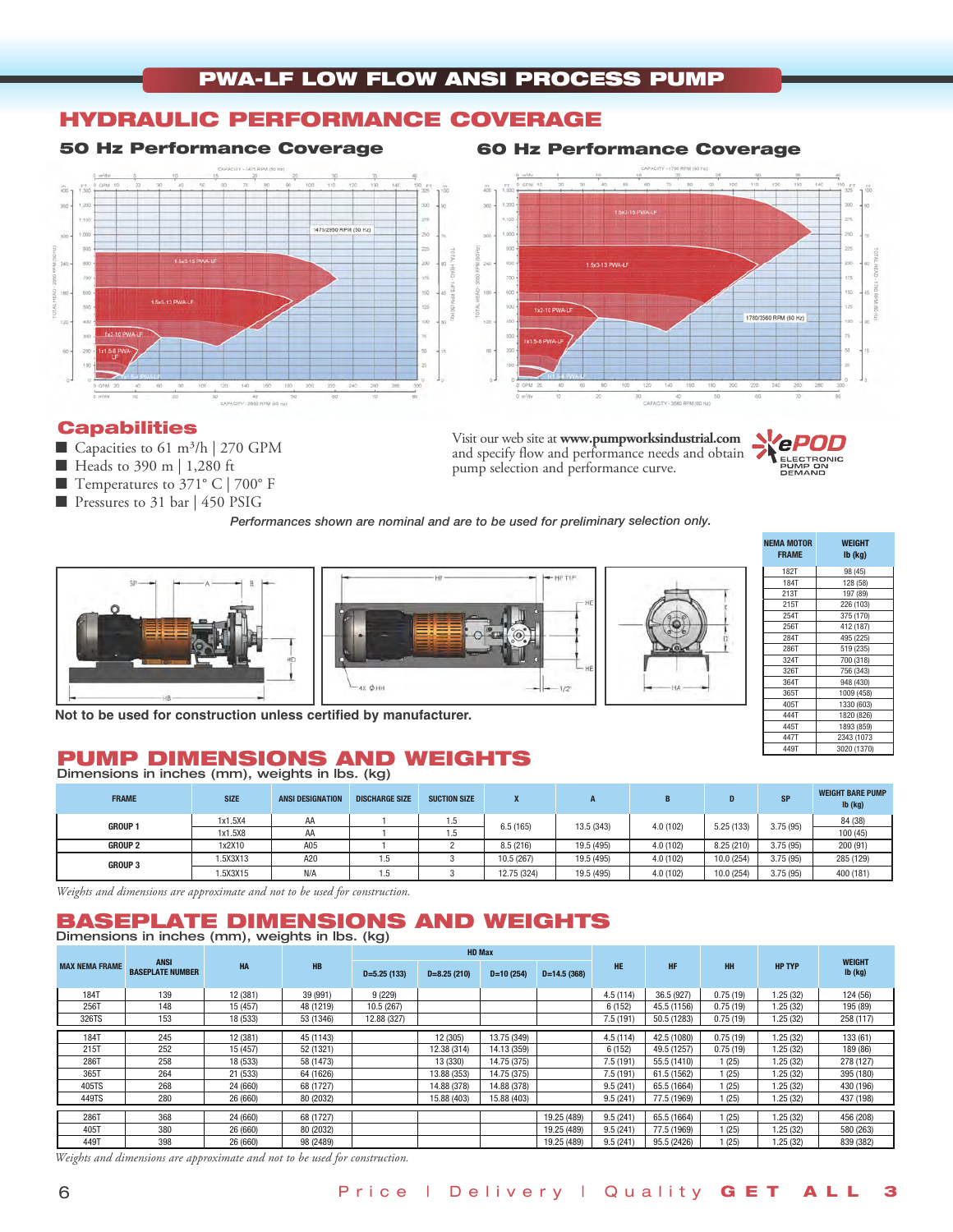# PWA-LF LOW FLOW ANSI PROCESS PUMP

## HYDRAULIC PERFORMANCE COVERAGE

### 50 Hz Performance Coverage

### 60 Hz Performance Coverage

## Capabilities

- Capacities to 61 m³/h | 270 GPM
- Heads to 390 m | 1,280 ft
- Temperatures to 371° C | 700° F
- Pressures to 31 bar | 450 PSIG

Visit our web site at **www.pumpworksindustrial.com** and specify flow and performance needs and obtain pump selection and performance curve.

ePOD ELECTRONIC PUMP ON DEMAND

*Performances shown are nominal and are to be used for preliminary selection only.*

**Not to be used for construction unless certified by manufacturer.**

| NEMA MOTOR FRAME | WEIGHT lb (kg) |
|---|---|
| 182T | 98 (45) |
| 184T | 128 (58) |
| 213T | 197 (89) |
| 215T | 226 (103) |
| 254T | 375 (170) |
| 256T | 412 (187) |
| 284T | 495 (225) |
| 286T | 519 (235) |
| 324T | 700 (318) |
| 326T | 756 (343) |
| 364T | 948 (430) |
| 365T | 1009 (458) |
| 405T | 1330 (603) |
| 444T | 1820 (826) |
| 445T | 1893 (859) |
| 447T | 2343 (1073) |
| 449T | 3020 (1370) |

## PUMP DIMENSIONS AND WEIGHTS

Dimensions in inches (mm), weights in lbs. (kg)

| FRAME | SIZE | ANSI DESIGNATION | DISCHARGE SIZE | SUCTION SIZE | X | A | B | D | SP | WEIGHT BARE PUMP lb (kg) |
|---|---|---|---|---|---|---|---|---|---|---|
| GROUP 1 | 1x1.5X4 | AA | 1 | 1.5 | 6.5 (165) | 13.5 (343) | 4.0 (102) | 5.25 (133) | 3.75 (95) | 84 (38) |
| | 1x1.5X8 | AA | 1 | 1.5 | | | | | | 100 (45) |
| GROUP 2 | 1x2X10 | A05 | 1 | 2 | 8.5 (216) | 19.5 (495) | 4.0 (102) | 8.25 (210) | 3.75 (95) | 200 (91) |
| GROUP 3 | 1.5X3X13 | A20 | 1.5 | 3 | 10.5 (267) | 19.5 (495) | 4.0 (102) | 10.0 (254) | 3.75 (95) | 285 (129) |
| | 1.5X3X15 | N/A | 1.5 | 3 | 12.75 (324) | 19.5 (495) | 4.0 (102) | 10.0 (254) | 3.75 (95) | 400 (181) |

*Weights and dimensions are approximate and not to be used for construction.*

## BASEPLATE DIMENSIONS AND WEIGHTS

Dimensions in inches (mm), weights in lbs. (kg)

| MAX NEMA FRAME | ANSI BASEPLATE NUMBER | HA | HB | HD Max | | | | HE | HF | HH | HP TYP | WEIGHT lb (kg) |
|---|---|---|---|---|---|---|---|---|---|---|---|---|
| | | | | D=5.25 (133) | D=8.25 (210) | D=10 (254) | D=14.5 (368) | | | | | |
| 184T | 139 | 12 (381) | 39 (991) | 9 (229) | | | | 4.5 (114) | 36.5 (927) | 0.75 (19) | 1.25 (32) | 124 (56) |
| 256T | 148 | 15 (457) | 48 (1219) | 10.5 (267) | | | | 6 (152) | 45.5 (1156) | 0.75 (19) | 1.25 (32) | 195 (89) |
| 326TS | 153 | 18 (533) | 53 (1346) | 12.88 (327) | | | | 7.5 (191) | 50.5 (1283) | 0.75 (19) | 1.25 (32) | 258 (117) |
| 184T | 245 | 12 (381) | 45 (1143) | | 12 (305) | 13.75 (349) | | 4.5 (114) | 42.5 (1080) | 0.75 (19) | 1.25 (32) | 133 (61) |
| 215T | 252 | 15 (457) | 52 (1321) | | 12.38 (314) | 14.13 (359) | | 6 (152) | 49.5 (1257) | 0.75 (19) | 1.25 (32) | 189 (86) |
| 286T | 258 | 18 (533) | 58 (1473) | | 13 (330) | 14.75 (375) | | 7.5 (191) | 55.5 (1410) | 1 (25) | 1.25 (32) | 278 (127) |
| 365T | 264 | 21 (533) | 64 (1626) | | 13.88 (353) | 14.75 (375) | | 7.5 (191) | 61.5 (1562) | 1 (25) | 1.25 (32) | 395 (180) |
| 405TS | 268 | 24 (660) | 68 (1727) | | 14.88 (378) | 14.88 (378) | | 9.5 (241) | 65.5 (1664) | 1 (25) | 1.25 (32) | 430 (196) |
| 449TS | 280 | 26 (660) | 80 (2032) | | 15.88 (403) | 15.88 (403) | | 9.5 (241) | 77.5 (1969) | 1 (25) | 1.25 (32) | 437 (198) |
| 286T | 368 | 24 (660) | 68 (1727) | | | | 19.25 (489) | 9.5 (241) | 65.5 (1664) | 1 (25) | 1.25 (32) | 456 (208) |
| 405T | 380 | 26 (660) | 80 (2032) | | | | 19.25 (489) | 9.5 (241) | 77.5 (1969) | 1 (25) | 1.25 (32) | 580 (263) |
| 449T | 398 | 26 (660) | 98 (2489) | | | | 19.25 (489) | 9.5 (241) | 95.5 (2426) | 1 (25) | 1.25 (32) | 839 (382) |

*Weights and dimensions are approximate and not to be used for construction.*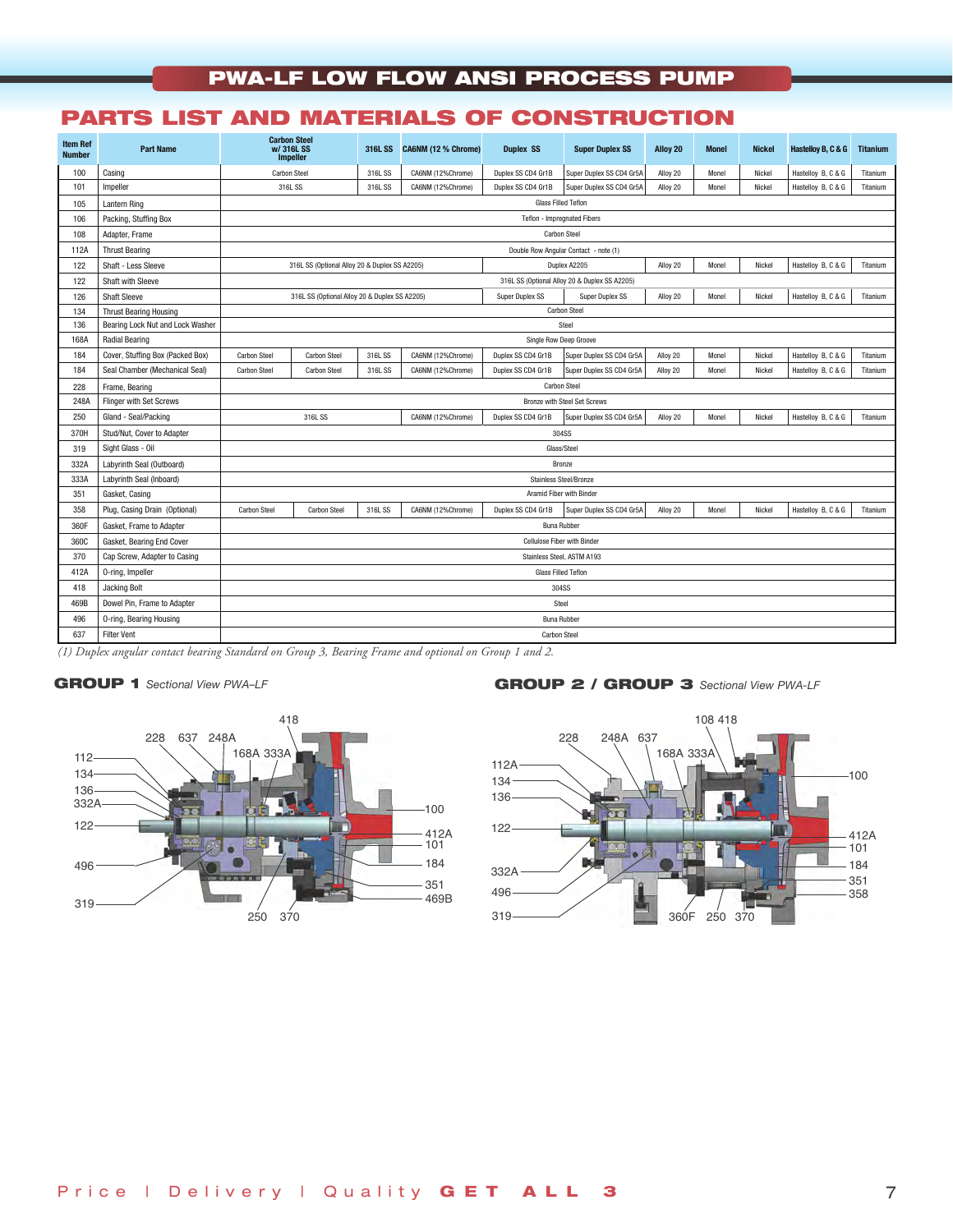# PWA-LF LOW FLOW ANSI PROCESS PUMP

## PARTS LIST AND MATERIALS OF CONSTRUCTION

| Item Ref Number | Part Name | Carbon Steel w/ 316L SS Impeller | | 316L SS | CA6NM (12 % Chrome) | Duplex SS | Super Duplex SS | Alloy 20 | Monel | Nickel | Hastelloy B, C & G | Titanium |
|---|---|---|---|---|---|---|---|---|---|---|---|---|
| 100 | Casing | Carbon Steel | | 316L SS | CA6NM (12%Chrome) | Duplex SS CD4 Gr1B | Super Duplex SS CD4 Gr5A | Alloy 20 | Monel | Nickel | Hastelloy B, C & G | Titanium |
| 101 | Impeller | 316L SS | | 316L SS | CA6NM (12%Chrome) | Duplex SS CD4 Gr1B | Super Duplex SS CD4 Gr5A | Alloy 20 | Monel | Nickel | Hastelloy B, C & G | Titanium |
| 105 | Lantern Ring | Glass Filled Teflon | | | | | | | | | | |
| 106 | Packing, Stuffing Box | Teflon - Impregnated Fibers | | | | | | | | | | |
| 108 | Adapter, Frame | Carbon Steel | | | | | | | | | | |
| 112A | Thrust Bearing | Double Row Angular Contact - note (1) | | | | | | | | | | |
| 122 | Shaft - Less Sleeve | 316L SS (Optional Alloy 20 & Duplex SS A2205) | | | | Duplex A2205 | | Alloy 20 | Monel | Nickel | Hastelloy B, C & G | Titanium |
| 122 | Shaft with Sleeve | 316L SS (Optional Alloy 20 & Duplex SS A2205) | | | | | | | | | | |
| 126 | Shaft Sleeve | 316L SS (Optional Alloy 20 & Duplex SS A2205) | | | | Super Duplex SS | Super Duplex SS | Alloy 20 | Monel | Nickel | Hastelloy B, C & G | Titanium |
| 134 | Thrust Bearing Housing | Carbon Steel | | | | | | | | | | |
| 136 | Bearing Lock Nut and Lock Washer | Steel | | | | | | | | | | |
| 168A | Radial Bearing | Single Row Deep Groove | | | | | | | | | | |
| 184 | Cover, Stuffing Box (Packed Box) | Carbon Steel | Carbon Steel | 316L SS | CA6NM (12%Chrome) | Duplex SS CD4 Gr1B | Super Duplex SS CD4 Gr5A | Alloy 20 | Monel | Nickel | Hastelloy B, C & G | Titanium |
| 184 | Seal Chamber (Mechanical Seal) | Carbon Steel | Carbon Steel | 316L SS | CA6NM (12%Chrome) | Duplex SS CD4 Gr1B | Super Duplex SS CD4 Gr5A | Alloy 20 | Monel | Nickel | Hastelloy B, C & G | Titanium |
| 228 | Frame, Bearing | Carbon Steel | | | | | | | | | | |
| 248A | Flinger with Set Screws | Bronze with Steel Set Screws | | | | | | | | | | |
| 250 | Gland - Seal/Packing | 316L SS | | | CA6NM (12%Chrome) | Duplex SS CD4 Gr1B | Super Duplex SS CD4 Gr5A | Alloy 20 | Monel | Nickel | Hastelloy B, C & G | Titanium |
| 370H | Stud/Nut, Cover to Adapter | 304SS | | | | | | | | | | |
| 319 | Sight Glass - Oil | Glass/Steel | | | | | | | | | | |
| 332A | Labyrinth Seal (Outboard) | Bronze | | | | | | | | | | |
| 333A | Labyrinth Seal (Inboard) | Stainless Steel/Bronze | | | | | | | | | | |
| 351 | Gasket, Casing | Aramid Fiber with Binder | | | | | | | | | | |
| 358 | Plug, Casing Drain (Optional) | Carbon Steel | Carbon Steel | 316L SS | CA6NM (12%Chrome) | Duplex SS CD4 Gr1B | Super Duplex SS CD4 Gr5A | Alloy 20 | Monel | Nickel | Hastelloy B, C & G | Titanium |
| 360F | Gasket, Frame to Adapter | Buna Rubber | | | | | | | | | | |
| 360C | Gasket, Bearing End Cover | Cellulose Fiber with Binder | | | | | | | | | | |
| 370 | Cap Screw, Adapter to Casing | Stainless Steel, ASTM A193 | | | | | | | | | | |
| 412A | O-ring, Impeller | Glass Filled Teflon | | | | | | | | | | |
| 418 | Jacking Bolt | 304SS | | | | | | | | | | |
| 469B | Dowel Pin, Frame to Adapter | Steel | | | | | | | | | | |
| 496 | O-ring, Bearing Housing | Buna Rubber | | | | | | | | | | |
| 637 | Filter Vent | Carbon Steel | | | | | | | | | | |

*(1) Duplex angular contact bearing Standard on Group 3, Bearing Frame and optional on Group 1 and 2.*

### GROUP 1 *Sectional View PWA–LF*

### GROUP 2 / GROUP 3 *Sectional View PWA-LF*

Price | Delivery | Quality **GET ALL 3**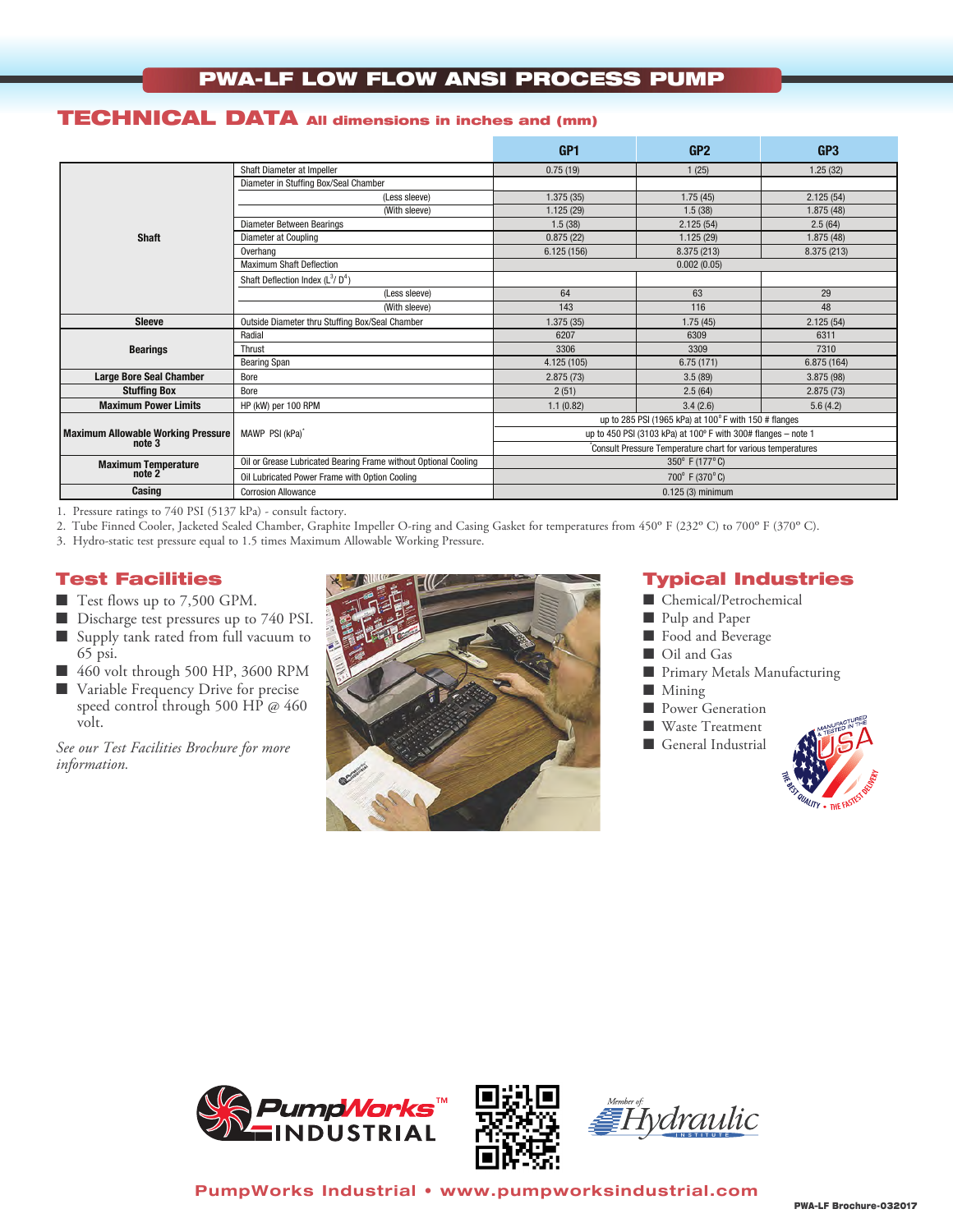# PWA-LF LOW FLOW ANSI PROCESS PUMP

## TECHNICAL DATA All dimensions in inches and (mm)

| | | GP1 | GP2 | GP3 |
|---|---|---|---|---|
| Shaft | Shaft Diameter at Impeller | 0.75 (19) | 1 (25) | 1.25 (32) |
| | Diameter in Stuffing Box/Seal Chamber | | | |
| | (Less sleeve) | 1.375 (35) | 1.75 (45) | 2.125 (54) |
| | (With sleeve) | 1.125 (29) | 1.5 (38) | 1.875 (48) |
| | Diameter Between Bearings | 1.5 (38) | 2.125 (54) | 2.5 (64) |
| | Diameter at Coupling | 0.875 (22) | 1.125 (29) | 1.875 (48) |
| | Overhang | 6.125 (156) | 8.375 (213) | 8.375 (213) |
| | Maximum Shaft Deflection | 0.002 (0.05) | | |
| | Shaft Deflection Index ($L^3/D^4$) | | | |
| | (Less sleeve) | 64 | 63 | 29 |
| | (With sleeve) | 143 | 116 | 48 |
| Sleeve | Outside Diameter thru Stuffing Box/Seal Chamber | 1.375 (35) | 1.75 (45) | 2.125 (54) |
| Bearings | Radial | 6207 | 6309 | 6311 |
| | Thrust | 3306 | 3309 | 7310 |
| | Bearing Span | 4.125 (105) | 6.75 (171) | 6.875 (164) |
| Large Bore Seal Chamber | Bore | 2.875 (73) | 3.5 (89) | 3.875 (98) |
| Stuffing Box | Bore | 2 (51) | 2.5 (64) | 2.875 (73) |
| Maximum Power Limits | HP (kW) per 100 RPM | 1.1 (0.82) | 3.4 (2.6) | 5.6 (4.2) |
| Maximum Allowable Working Pressure note 3 | MAWP PSI (kPa)* | up to 285 PSI (1965 kPa) at 100° F with 150 # flanges | | |
| | | up to 450 PSI (3103 kPa) at 100° F with 300# flanges – note 1 | | |
| | | *Consult Pressure Temperature chart for various temperatures | | |
| Maximum Temperature note 2 | Oil or Grease Lubricated Bearing Frame without Optional Cooling | 350° F (177° C) | | |
| | Oil Lubricated Power Frame with Option Cooling | 700° F (370° C) | | |
| Casing | Corrosion Allowance | 0.125 (3) minimum | | |

1. Pressure ratings to 740 PSI (5137 kPa) - consult factory.
2. Tube Finned Cooler, Jacketed Sealed Chamber, Graphite Impeller O-ring and Casing Gasket for temperatures from 450º F (232º C) to 700º F (370º C).
3. Hydro-static test pressure equal to 1.5 times Maximum Allowable Working Pressure.

## Test Facilities

- Test flows up to 7,500 GPM.
- Discharge test pressures up to 740 PSI.
- Supply tank rated from full vacuum to 65 psi.
- 460 volt through 500 HP, 3600 RPM
- Variable Frequency Drive for precise speed control through 500 HP @ 460 volt.

*See our Test Facilities Brochure for more information.*

## Typical Industries

- Chemical/Petrochemical
- Pulp and Paper
- Food and Beverage
- Oil and Gas
- Primary Metals Manufacturing
- Mining
- Power Generation
- Waste Treatment
- General Industrial

MANUFACTURED & TESTED IN THE USA • THE BEST QUALITY • THE FASTEST DELIVERY

PumpWorks™ INDUSTRIAL

Member of Hydraulic Institute

PumpWorks Industrial • www.pumpworksindustrial.com

PWA-LF Brochure-032017